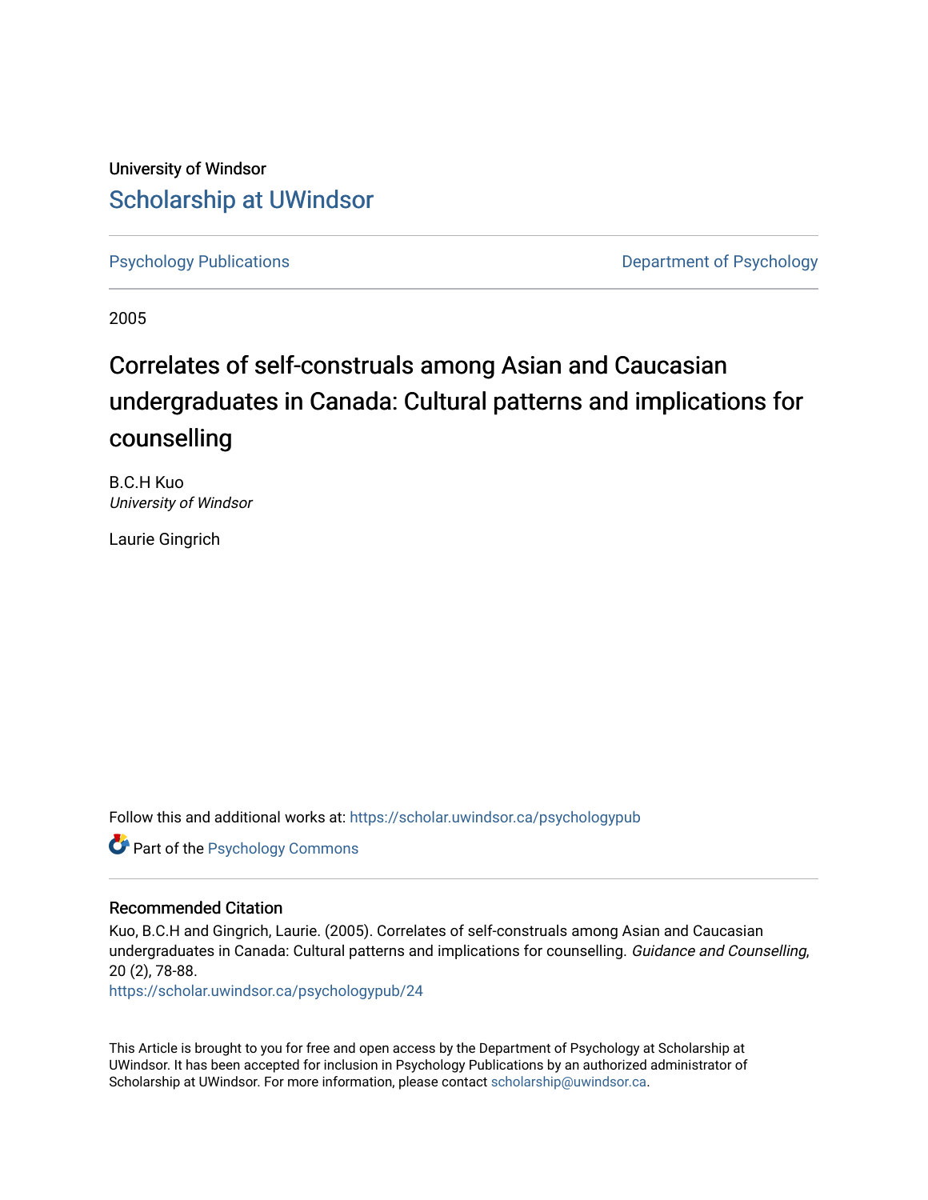University of Windsor

# Scholarship at UWindsor

Psychology Publications

Department of Psychology

2005

# Correlates of self-construals among Asian and Caucasian undergraduates in Canada: Cultural patterns and implications for counselling

B.C.H Kuo
*University of Windsor*

Laurie Gingrich

Follow this and additional works at: https://scholar.uwindsor.ca/psychologypub

Part of the Psychology Commons

## Recommended Citation

Kuo, B.C.H and Gingrich, Laurie. (2005). Correlates of self-construals among Asian and Caucasian undergraduates in Canada: Cultural patterns and implications for counselling. *Guidance and Counselling*, 20 (2), 78-88.
https://scholar.uwindsor.ca/psychologypub/24

This Article is brought to you for free and open access by the Department of Psychology at Scholarship at UWindsor. It has been accepted for inclusion in Psychology Publications by an authorized administrator of Scholarship at UWindsor. For more information, please contact scholarship@uwindsor.ca.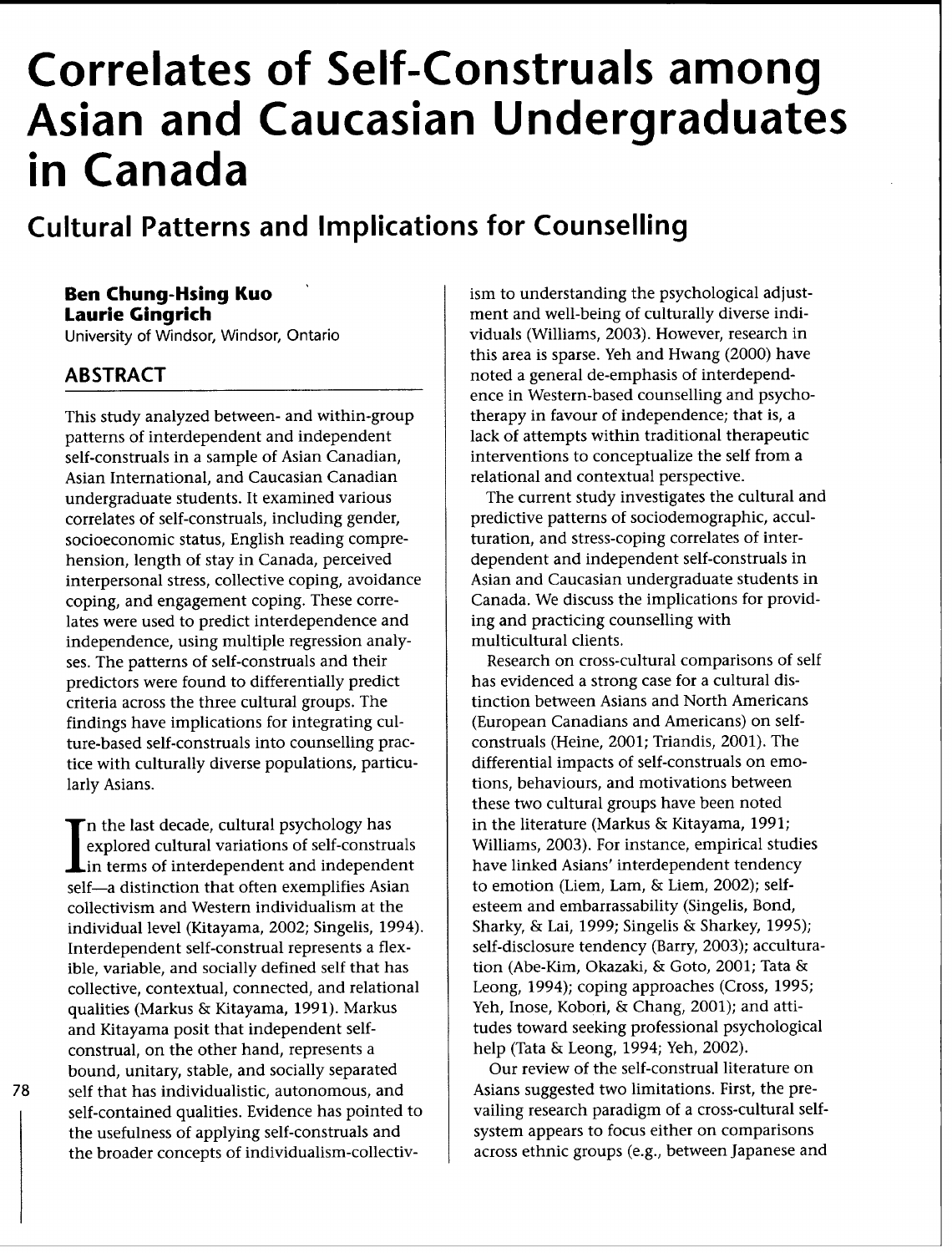# Correlates of Self-Construals among Asian and Caucasian Undergraduates in Canada

## Cultural Patterns and Implications for Counselling

**Ben Chung-Hsing Kuo**
**Laurie Gingrich**
University of Windsor, Windsor, Ontario

## ABSTRACT

This study analyzed between- and within-group patterns of interdependent and independent self-construals in a sample of Asian Canadian, Asian International, and Caucasian Canadian undergraduate students. It examined various correlates of self-construals, including gender, socioeconomic status, English reading comprehension, length of stay in Canada, perceived interpersonal stress, collective coping, avoidance coping, and engagement coping. These correlates were used to predict interdependence and independence, using multiple regression analyses. The patterns of self-construals and their predictors were found to differentially predict criteria across the three cultural groups. The findings have implications for integrating culture-based self-construals into counselling practice with culturally diverse populations, particularly Asians.

In the last decade, cultural psychology has explored cultural variations of self-construals in terms of interdependent and independent self—a distinction that often exemplifies Asian collectivism and Western individualism at the individual level (Kitayama, 2002; Singelis, 1994). Interdependent self-construal represents a flexible, variable, and socially defined self that has collective, contextual, connected, and relational qualities (Markus & Kitayama, 1991). Markus and Kitayama posit that independent self-construal, on the other hand, represents a bound, unitary, stable, and socially separated self that has individualistic, autonomous, and self-contained qualities. Evidence has pointed to the usefulness of applying self-construals and the broader concepts of individualism-collectivism to understanding the psychological adjustment and well-being of culturally diverse individuals (Williams, 2003). However, research in this area is sparse. Yeh and Hwang (2000) have noted a general de-emphasis of interdependence in Western-based counselling and psychotherapy in favour of independence; that is, a lack of attempts within traditional therapeutic interventions to conceptualize the self from a relational and contextual perspective.

The current study investigates the cultural and predictive patterns of sociodemographic, acculturation, and stress-coping correlates of interdependent and independent self-construals in Asian and Caucasian undergraduate students in Canada. We discuss the implications for providing and practicing counselling with multicultural clients.

Research on cross-cultural comparisons of self has evidenced a strong case for a cultural distinction between Asians and North Americans (European Canadians and Americans) on self-construals (Heine, 2001; Triandis, 2001). The differential impacts of self-construals on emotions, behaviours, and motivations between these two cultural groups have been noted in the literature (Markus & Kitayama, 1991; Williams, 2003). For instance, empirical studies have linked Asians' interdependent tendency to emotion (Liem, Lam, & Liem, 2002); self-esteem and embarrassability (Singelis, Bond, Sharky, & Lai, 1999; Singelis & Sharkey, 1995); self-disclosure tendency (Barry, 2003); acculturation (Abe-Kim, Okazaki, & Goto, 2001; Tata & Leong, 1994); coping approaches (Cross, 1995; Yeh, Inose, Kobori, & Chang, 2001); and attitudes toward seeking professional psychological help (Tata & Leong, 1994; Yeh, 2002).

Our review of the self-construal literature on Asians suggested two limitations. First, the prevailing research paradigm of a cross-cultural self-system appears to focus either on comparisons across ethnic groups (e.g., between Japanese and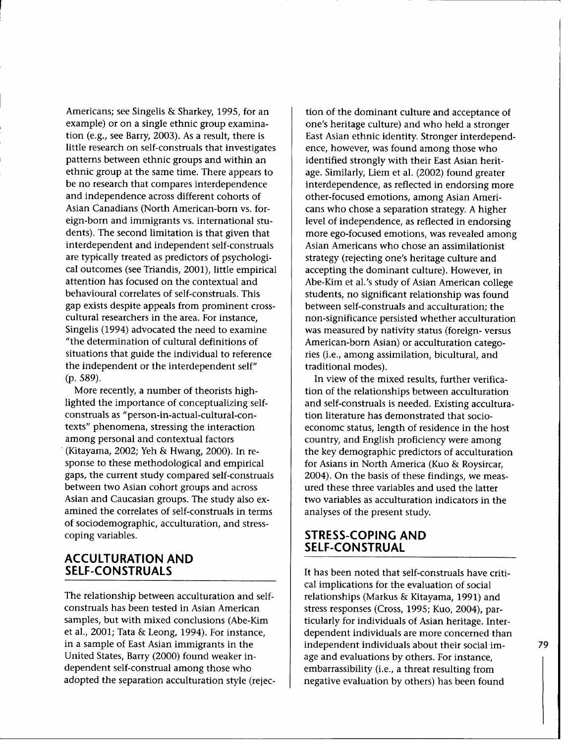Americans; see Singelis & Sharkey, 1995, for an example) or on a single ethnic group examination (e.g., see Barry, 2003). As a result, there is little research on self-construals that investigates patterns between ethnic groups and within an ethnic group at the same time. There appears to be no research that compares interdependence and independence across different cohorts of Asian Canadians (North American-born vs. foreign-born and immigrants vs. international students). The second limitation is that given that interdependent and independent self-construals are typically treated as predictors of psychological outcomes (see Triandis, 2001), little empirical attention has focused on the contextual and behavioural correlates of self-construals. This gap exists despite appeals from prominent cross-cultural researchers in the area. For instance, Singelis (1994) advocated the need to examine "the determination of cultural definitions of situations that guide the individual to reference the independent or the interdependent self" (p. 589).

More recently, a number of theorists highlighted the importance of conceptualizing self-construals as "person-in-actual-cultural-contexts" phenomena, stressing the interaction among personal and contextual factors (Kitayama, 2002; Yeh & Hwang, 2000). In response to these methodological and empirical gaps, the current study compared self-construals between two Asian cohort groups and across Asian and Caucasian groups. The study also examined the correlates of self-construals in terms of sociodemographic, acculturation, and stress-coping variables.

## ACCULTURATION AND SELF-CONSTRUALS

The relationship between acculturation and self-construals has been tested in Asian American samples, but with mixed conclusions (Abe-Kim et al., 2001; Tata & Leong, 1994). For instance, in a sample of East Asian immigrants in the United States, Barry (2000) found weaker independent self-construal among those who adopted the separation acculturation style (rejection of the dominant culture and acceptance of one's heritage culture) and who held a stronger East Asian ethnic identity. Stronger interdependence, however, was found among those who identified strongly with their East Asian heritage. Similarly, Liem et al. (2002) found greater interdependence, as reflected in endorsing more other-focused emotions, among Asian Americans who chose a separation strategy. A higher level of independence, as reflected in endorsing more ego-focused emotions, was revealed among Asian Americans who chose an assimilationist strategy (rejecting one's heritage culture and accepting the dominant culture). However, in Abe-Kim et al.'s study of Asian American college students, no significant relationship was found between self-construals and acculturation; the non-significance persisted whether acculturation was measured by nativity status (foreign- versus American-born Asian) or acculturation categories (i.e., among assimilation, bicultural, and traditional modes).

In view of the mixed results, further verification of the relationships between acculturation and self-construals is needed. Existing acculturation literature has demonstrated that socioeconomc status, length of residence in the host country, and English proficiency were among the key demographic predictors of acculturation for Asians in North America (Kuo & Roysircar, 2004). On the basis of these findings, we measured these three variables and used the latter two variables as acculturation indicators in the analyses of the present study.

## STRESS-COPING AND SELF-CONSTRUAL

It has been noted that self-construals have critical implications for the evaluation of social relationships (Markus & Kitayama, 1991) and stress responses (Cross, 1995; Kuo, 2004), particularly for individuals of Asian heritage. Interdependent individuals are more concerned than independent individuals about their social image and evaluations by others. For instance, embarrassibility (i.e., a threat resulting from negative evaluation by others) has been found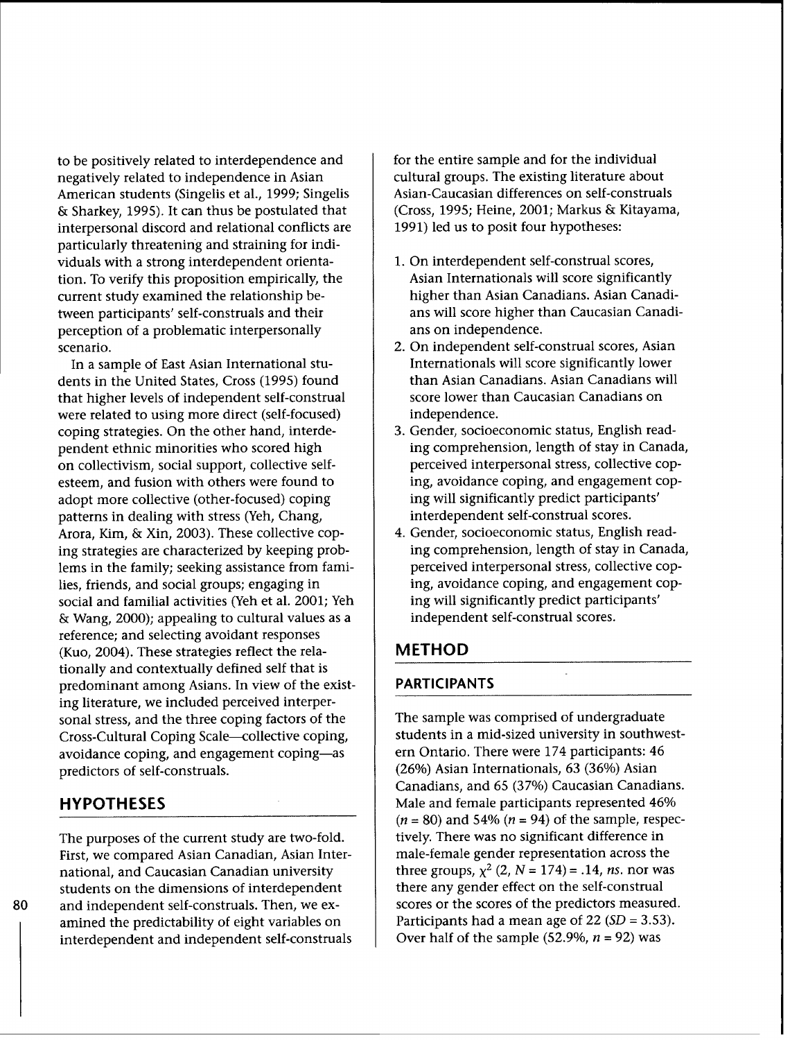to be positively related to interdependence and negatively related to independence in Asian American students (Singelis et al., 1999; Singelis & Sharkey, 1995). It can thus be postulated that interpersonal discord and relational conflicts are particularly threatening and straining for individuals with a strong interdependent orientation. To verify this proposition empirically, the current study examined the relationship between participants' self-construals and their perception of a problematic interpersonally scenario.

In a sample of East Asian International students in the United States, Cross (1995) found that higher levels of independent self-construal were related to using more direct (self-focused) coping strategies. On the other hand, interdependent ethnic minorities who scored high on collectivism, social support, collective self-esteem, and fusion with others were found to adopt more collective (other-focused) coping patterns in dealing with stress (Yeh, Chang, Arora, Kim, & Xin, 2003). These collective coping strategies are characterized by keeping problems in the family; seeking assistance from families, friends, and social groups; engaging in social and familial activities (Yeh et al. 2001; Yeh & Wang, 2000); appealing to cultural values as a reference; and selecting avoidant responses (Kuo, 2004). These strategies reflect the relationally and contextually defined self that is predominant among Asians. In view of the existing literature, we included perceived interpersonal stress, and the three coping factors of the Cross-Cultural Coping Scale—collective coping, avoidance coping, and engagement coping—as predictors of self-construals.

## HYPOTHESES

The purposes of the current study are two-fold. First, we compared Asian Canadian, Asian International, and Caucasian Canadian university students on the dimensions of interdependent and independent self-construals. Then, we examined the predictability of eight variables on interdependent and independent self-construals for the entire sample and for the individual cultural groups. The existing literature about Asian-Caucasian differences on self-construals (Cross, 1995; Heine, 2001; Markus & Kitayama, 1991) led us to posit four hypotheses:

1. On interdependent self-construal scores, Asian Internationals will score significantly higher than Asian Canadians. Asian Canadians will score higher than Caucasian Canadians on independence.
2. On independent self-construal scores, Asian Internationals will score significantly lower than Asian Canadians. Asian Canadians will score lower than Caucasian Canadians on independence.
3. Gender, socioeconomic status, English reading comprehension, length of stay in Canada, perceived interpersonal stress, collective coping, avoidance coping, and engagement coping will significantly predict participants' interdependent self-construal scores.
4. Gender, socioeconomic status, English reading comprehension, length of stay in Canada, perceived interpersonal stress, collective coping, avoidance coping, and engagement coping will significantly predict participants' independent self-construal scores.

## METHOD

### PARTICIPANTS

The sample was comprised of undergraduate students in a mid-sized university in southwestern Ontario. There were 174 participants: 46 (26%) Asian Internationals, 63 (36%) Asian Canadians, and 65 (37%) Caucasian Canadians. Male and female participants represented 46% ($n$ = 80) and 54% ($n$ = 94) of the sample, respectively. There was no significant difference in male-female gender representation across the three groups, $\chi^2$ (2, $N$ = 174) = .14, *ns.* nor was there any gender effect on the self-construal scores or the scores of the predictors measured. Participants had a mean age of 22 ($SD$ = 3.53). Over half of the sample (52.9%, $n$ = 92) was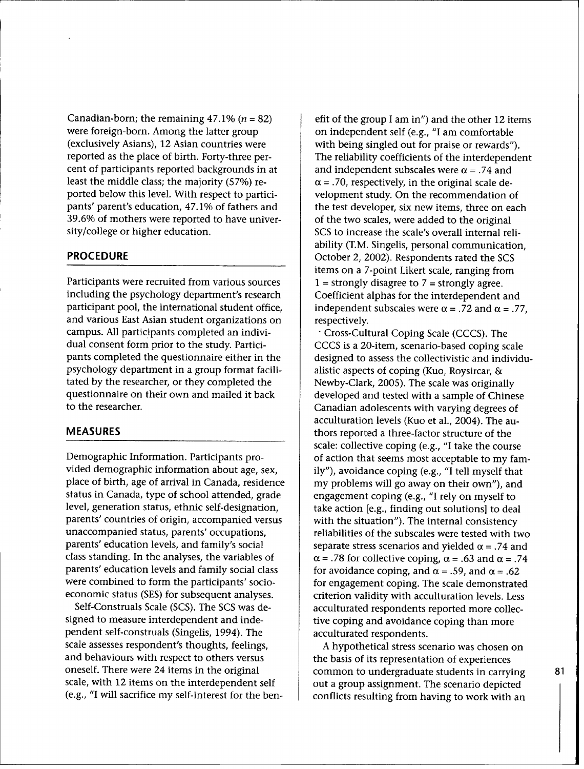Canadian-born; the remaining 47.1% ($n = 82$) were foreign-born. Among the latter group (exclusively Asians), 12 Asian countries were reported as the place of birth. Forty-three percent of participants reported backgrounds in at least the middle class; the majority (57%) reported below this level. With respect to participants' parent's education, 47.1% of fathers and 39.6% of mothers were reported to have university/college or higher education.

## PROCEDURE

Participants were recruited from various sources including the psychology department's research participant pool, the international student office, and various East Asian student organizations on campus. All participants completed an individual consent form prior to the study. Participants completed the questionnaire either in the psychology department in a group format facilitated by the researcher, or they completed the questionnaire on their own and mailed it back to the researcher.

## MEASURES

Demographic Information. Participants provided demographic information about age, sex, place of birth, age of arrival in Canada, residence status in Canada, type of school attended, grade level, generation status, ethnic self-designation, parents' countries of origin, accompanied versus unaccompanied status, parents' occupations, parents' education levels, and family's social class standing. In the analyses, the variables of parents' education levels and family social class were combined to form the participants' socioeconomic status (SES) for subsequent analyses.

Self-Construals Scale (SCS). The SCS was designed to measure interdependent and independent self-construals (Singelis, 1994). The scale assesses respondent's thoughts, feelings, and behaviours with respect to others versus oneself. There were 24 items in the original scale, with 12 items on the interdependent self (e.g., "I will sacrifice my self-interest for the benefit of the group I am in") and the other 12 items on independent self (e.g., "I am comfortable with being singled out for praise or rewards"). The reliability coefficients of the interdependent and independent subscales were $\alpha = .74$ and $\alpha = .70$, respectively, in the original scale development study. On the recommendation of the test developer, six new items, three on each of the two scales, were added to the original SCS to increase the scale's overall internal reliability (T.M. Singelis, personal communication, October 2, 2002). Respondents rated the SCS items on a 7-point Likert scale, ranging from 1 = strongly disagree to 7 = strongly agree. Coefficient alphas for the interdependent and independent subscales were $\alpha = .72$ and $\alpha = .77$, respectively.

· Cross-Cultural Coping Scale (CCCS). The CCCS is a 20-item, scenario-based coping scale designed to assess the collectivistic and individualistic aspects of coping (Kuo, Roysircar, & Newby-Clark, 2005). The scale was originally developed and tested with a sample of Chinese Canadian adolescents with varying degrees of acculturation levels (Kuo et al., 2004). The authors reported a three-factor structure of the scale: collective coping (e.g., "I take the course of action that seems most acceptable to my family"), avoidance coping (e.g., "I tell myself that my problems will go away on their own"), and engagement coping (e.g., "I rely on myself to take action [e.g., finding out solutions] to deal with the situation"). The internal consistency reliabilities of the subscales were tested with two separate stress scenarios and yielded $\alpha = .74$ and $\alpha = .78$ for collective coping, $\alpha = .63$ and $\alpha = .74$ for avoidance coping, and $\alpha = .59$, and $\alpha = .62$ for engagement coping. The scale demonstrated criterion validity with acculturation levels. Less acculturated respondents reported more collective coping and avoidance coping than more acculturated respondents.

A hypothetical stress scenario was chosen on the basis of its representation of experiences common to undergraduate students in carrying out a group assignment. The scenario depicted conflicts resulting from having to work with an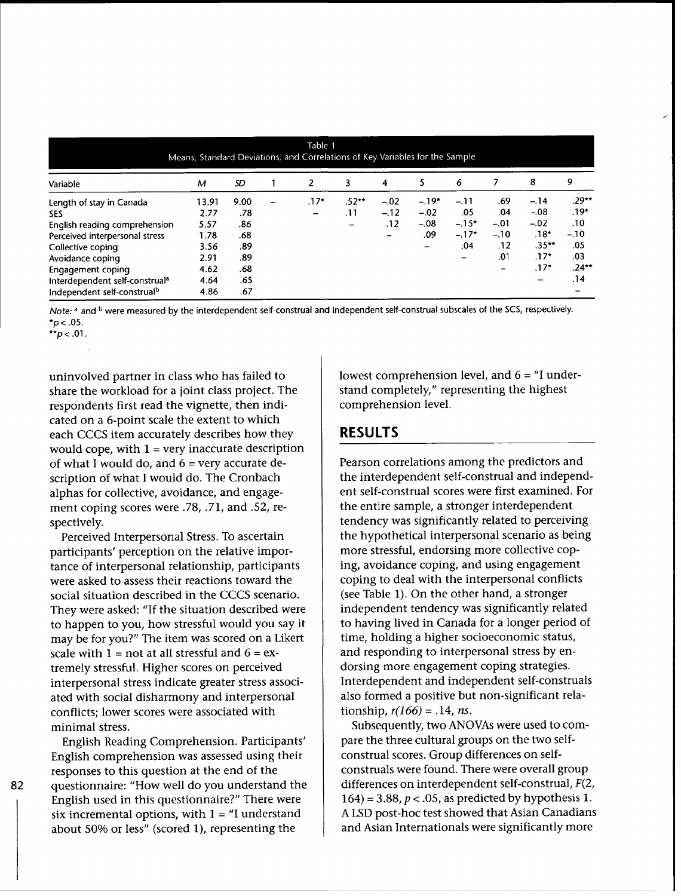Table 1
Means, Standard Deviations, and Correlations of Key Variables for the Sample

| Variable | M | SD | 1 | 2 | 3 | 4 | 5 | 6 | 7 | 8 | 9 |
|---|---|---|---|---|---|---|---|---|---|---|---|
| Length of stay in Canada | 13.91 | 9.00 | – | .17* | .52** | –.02 | –.19* | –.11 | .69 | –.14 | .29** |
| SES | 2.77 | .78 | | – | .11 | –.12 | –.02 | .05 | .04 | –.08 | .19* |
| English reading comprehension | 5.57 | .86 | | | – | .12 | –.08 | –.15* | –.01 | –.02 | .10 |
| Perceived interpersonal stress | 1.78 | .68 | | | | – | .09 | –.17* | –.10 | .18* | –.10 |
| Collective coping | 3.56 | .89 | | | | | – | .04 | .12 | .35** | .05 |
| Avoidance coping | 2.91 | .89 | | | | | | – | .01 | .17* | .03 |
| Engagement coping | 4.62 | .68 | | | | | | | – | .17* | .24** |
| Interdependent self-construal[a] | 4.64 | .65 | | | | | | | | – | .14 |
| Independent self-construal[b] | 4.86 | .67 | | | | | | | | | – |

*Note:* [a] and [b] were measured by the interdependent self-construal and independent self-construal subscales of the SCS, respectively.
*$p < .05$.
**$p < .01$.

uninvolved partner in class who has failed to share the workload for a joint class project. The respondents first read the vignette, then indicated on a 6-point scale the extent to which each CCCS item accurately describes how they would cope, with 1 = very inaccurate description of what I would do, and 6 = very accurate description of what I would do. The Cronbach alphas for collective, avoidance, and engagement coping scores were .78, .71, and .52, respectively.

Perceived Interpersonal Stress. To ascertain participants' perception on the relative importance of interpersonal relationship, participants were asked to assess their reactions toward the social situation described in the CCCS scenario. They were asked: "If the situation described were to happen to you, how stressful would you say it may be for you?" The item was scored on a Likert scale with 1 = not at all stressful and 6 = extremely stressful. Higher scores on perceived interpersonal stress indicate greater stress associated with social disharmony and interpersonal conflicts; lower scores were associated with minimal stress.

English Reading Comprehension. Participants' English comprehension was assessed using their responses to this question at the end of the questionnaire: "How well do you understand the English used in this questionnaire?" There were six incremental options, with 1 = "I understand about 50% or less" (scored 1), representing the lowest comprehension level, and 6 = "I understand completely," representing the highest comprehension level.

## RESULTS

Pearson correlations among the predictors and the interdependent self-construal and independent self-construal scores were first examined. For the entire sample, a stronger interdependent tendency was significantly related to perceiving the hypothetical interpersonal scenario as being more stressful, endorsing more collective coping, avoidance coping, and using engagement coping to deal with the interpersonal conflicts (see Table 1). On the other hand, a stronger independent tendency was significantly related to having lived in Canada for a longer period of time, holding a higher socioeconomic status, and responding to interpersonal stress by endorsing more engagement coping strategies. Interdependent and independent self-construals also formed a positive but non-significant relationship, $r(166) = .14$, *ns*.

Subsequently, two ANOVAs were used to compare the three cultural groups on the two self-construal scores. Group differences on self-construals were found. There were overall group differences on interdependent self-construal, $F(2, 164) = 3.88$, $p < .05$, as predicted by hypothesis 1. A LSD post-hoc test showed that Asian Canadians and Asian Internationals were significantly more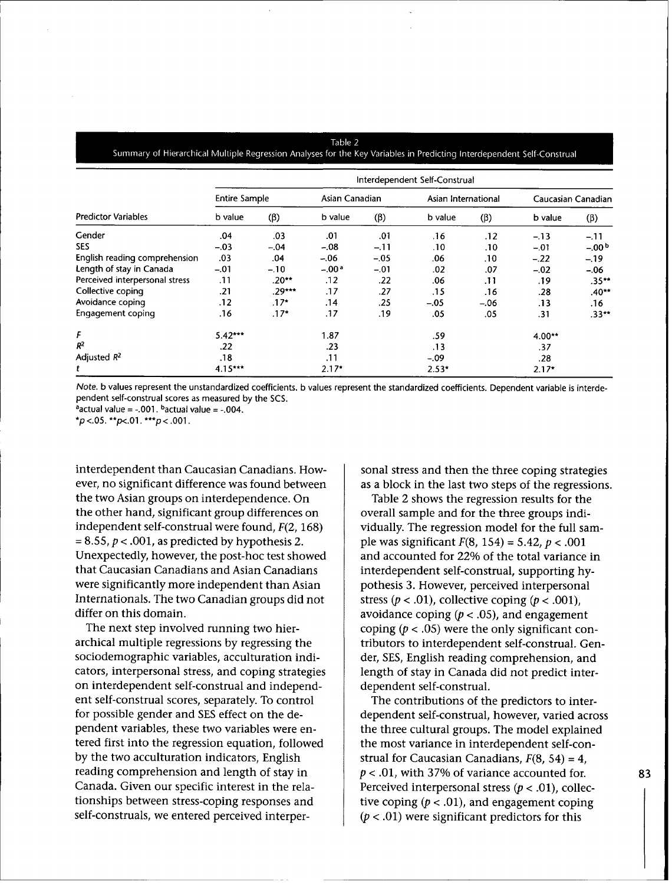Table 2
Summary of Hierarchical Multiple Regression Analyses for the Key Variables in Predicting Interdependent Self-Construal

| | Interdependent Self-Construal | | | | | | | |
|---|---|---|---|---|---|---|---|---|
| | Entire Sample | | Asian Canadian | | Asian International | | Caucasian Canadian | |
| Predictor Variables | b value | (β) | b value | (β) | b value | (β) | b value | (β) |
| Gender | .04 | .03 | .01 | .01 | .16 | .12 | –.13 | –.11 |
| SES | –.03 | –.04 | –.08 | –.11 | .10 | .10 | –.01 | –.00[b] |
| English reading comprehension | .03 | .04 | –.06 | –.05 | .06 | .10 | –.22 | –.19 |
| Length of stay in Canada | –.01 | –.10 | –.00[a] | –.01 | .02 | .07 | –.02 | –.06 |
| Perceived interpersonal stress | .11 | .20** | .12 | .22 | .06 | .11 | .19 | .35** |
| Collective coping | .21 | .29*** | .17 | .27 | .15 | .16 | .28 | .40** |
| Avoidance coping | .12 | .17* | .14 | .25 | –.05 | –.06 | .13 | .16 |
| Engagement coping | .16 | .17* | .17 | .19 | .05 | .05 | .31 | .33** |
| *F* | 5.42*** | | 1.87 | | .59 | | 4.00** | |
| $R^2$ | .22 | | .23 | | .13 | | .37 | |
| Adjusted $R^2$ | .18 | | .11 | | –.09 | | .28 | |
| *t* | 4.15*** | | 2.17* | | 2.53* | | 2.17* | |

*Note.* b values represent the unstandardized coefficients. b values represent the standardized coefficients. Dependent variable is interdependent self-construal scores as measured by the SCS.
[a]actual value = -.001. [b]actual value = -.004.
*$p<.05$. **$p<.01$. ***$p<.001$.

interdependent than Caucasian Canadians. However, no significant difference was found between the two Asian groups on interdependence. On the other hand, significant group differences on independent self-construal were found, $F(2, 168) = 8.55$, $p < .001$, as predicted by hypothesis 2. Unexpectedly, however, the post-hoc test showed that Caucasian Canadians and Asian Canadians were significantly more independent than Asian Internationals. The two Canadian groups did not differ on this domain.

The next step involved running two hierarchical multiple regressions by regressing the sociodemographic variables, acculturation indicators, interpersonal stress, and coping strategies on interdependent self-construal and independent self-construal scores, separately. To control for possible gender and SES effect on the dependent variables, these two variables were entered first into the regression equation, followed by the two acculturation indicators, English reading comprehension and length of stay in Canada. Given our specific interest in the relationships between stress-coping responses and self-construals, we entered perceived interpersonal stress and then the three coping strategies as a block in the last two steps of the regressions.

Table 2 shows the regression results for the overall sample and for the three groups individually. The regression model for the full sample was significant $F(8, 154) = 5.42$, $p < .001$ and accounted for 22% of the total variance in interdependent self-construal, supporting hypothesis 3. However, perceived interpersonal stress ($p < .01$), collective coping ($p < .001$), avoidance coping ($p < .05$), and engagement coping ($p < .05$) were the only significant contributors to interdependent self-construal. Gender, SES, English reading comprehension, and length of stay in Canada did not predict interdependent self-construal.

The contributions of the predictors to interdependent self-construal, however, varied across the three cultural groups. The model explained the most variance in interdependent self-construal for Caucasian Canadians, $F(8, 54) = 4$, $p < .01$, with 37% of variance accounted for. Perceived interpersonal stress ($p < .01$), collective coping ($p < .01$), and engagement coping ($p < .01$) were significant predictors for this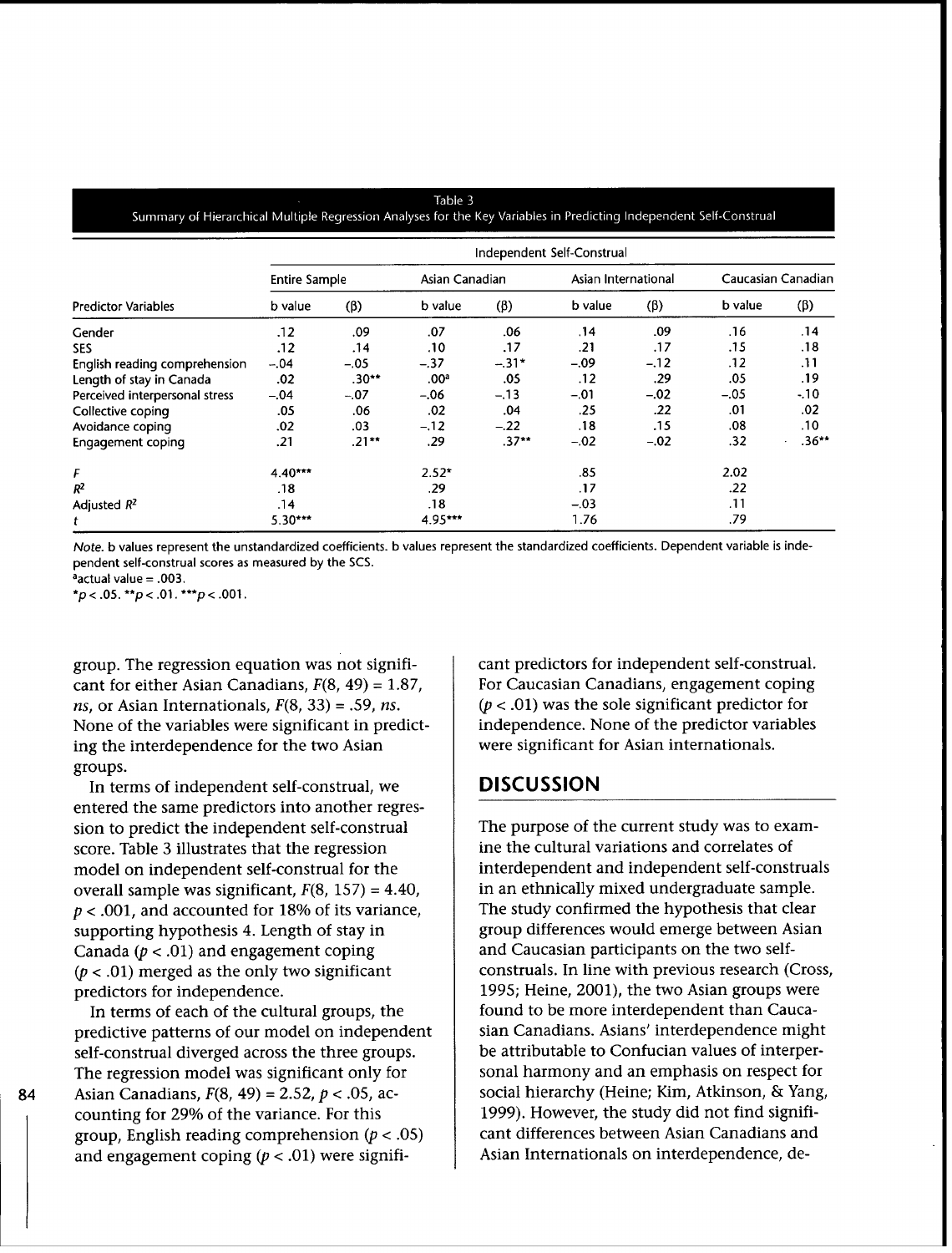Table 3
Summary of Hierarchical Multiple Regression Analyses for the Key Variables in Predicting Independent Self-Construal

| | Independent Self-Construal | | | | | | | |
|---|---|---|---|---|---|---|---|---|
| | Entire Sample | | Asian Canadian | | Asian International | | Caucasian Canadian | |
| Predictor Variables | b value | (β) | b value | (β) | b value | (β) | b value | (β) |
| Gender | .12 | .09 | .07 | .06 | .14 | .09 | .16 | .14 |
| SES | .12 | .14 | .10 | .17 | .21 | .17 | .15 | .18 |
| English reading comprehension | −.04 | −.05 | −.37 | −.31* | −.09 | −.12 | .12 | .11 |
| Length of stay in Canada | .02 | .30** | .00[a] | .05 | .12 | .29 | .05 | .19 |
| Perceived interpersonal stress | −.04 | −.07 | −.06 | −.13 | −.01 | −.02 | −.05 | −.10 |
| Collective coping | .05 | .06 | .02 | .04 | .25 | .22 | .01 | .02 |
| Avoidance coping | .02 | .03 | −.12 | −.22 | .18 | .15 | .08 | .10 |
| Engagement coping | .21 | .21** | .29 | .37** | −.02 | −.02 | .32 | .36** |
| $F$ | 4.40*** | | 2.52* | | .85 | | 2.02 | |
| $R^2$ | .18 | | .29 | | .17 | | .22 | |
| Adjusted $R^2$ | .14 | | .18 | | −.03 | | .11 | |
| $t$ | 5.30*** | | 4.95*** | | 1.76 | | .79 | |

*Note.* b values represent the unstandardized coefficients. b values represent the standardized coefficients. Dependent variable is independent self-construal scores as measured by the SCS.
[a]actual value = .003.
*$p < .05$. **$p < .01$. ***$p < .001$.

group. The regression equation was not significant for either Asian Canadians, $F(8, 49) = 1.87$, *ns*, or Asian Internationals, $F(8, 33) = .59$, *ns*. None of the variables were significant in predicting the interdependence for the two Asian groups.

In terms of independent self-construal, we entered the same predictors into another regression to predict the independent self-construal score. Table 3 illustrates that the regression model on independent self-construal for the overall sample was significant, $F(8, 157) = 4.40$, $p < .001$, and accounted for 18% of its variance, supporting hypothesis 4. Length of stay in Canada ($p < .01$) and engagement coping ($p < .01$) merged as the only two significant predictors for independence.

In terms of each of the cultural groups, the predictive patterns of our model on independent self-construal diverged across the three groups. The regression model was significant only for Asian Canadians, $F(8, 49) = 2.52$, $p < .05$, accounting for 29% of the variance. For this group, English reading comprehension ($p < .05$) and engagement coping ($p < .01$) were significant predictors for independent self-construal. For Caucasian Canadians, engagement coping ($p < .01$) was the sole significant predictor for independence. None of the predictor variables were significant for Asian internationals.

## DISCUSSION

The purpose of the current study was to examine the cultural variations and correlates of interdependent and independent self-construals in an ethnically mixed undergraduate sample. The study confirmed the hypothesis that clear group differences would emerge between Asian and Caucasian participants on the two self-construals. In line with previous research (Cross, 1995; Heine, 2001), the two Asian groups were found to be more interdependent than Caucasian Canadians. Asians' interdependence might be attributable to Confucian values of interpersonal harmony and an emphasis on respect for social hierarchy (Heine; Kim, Atkinson, & Yang, 1999). However, the study did not find significant differences between Asian Canadians and Asian Internationals on interdependence, de-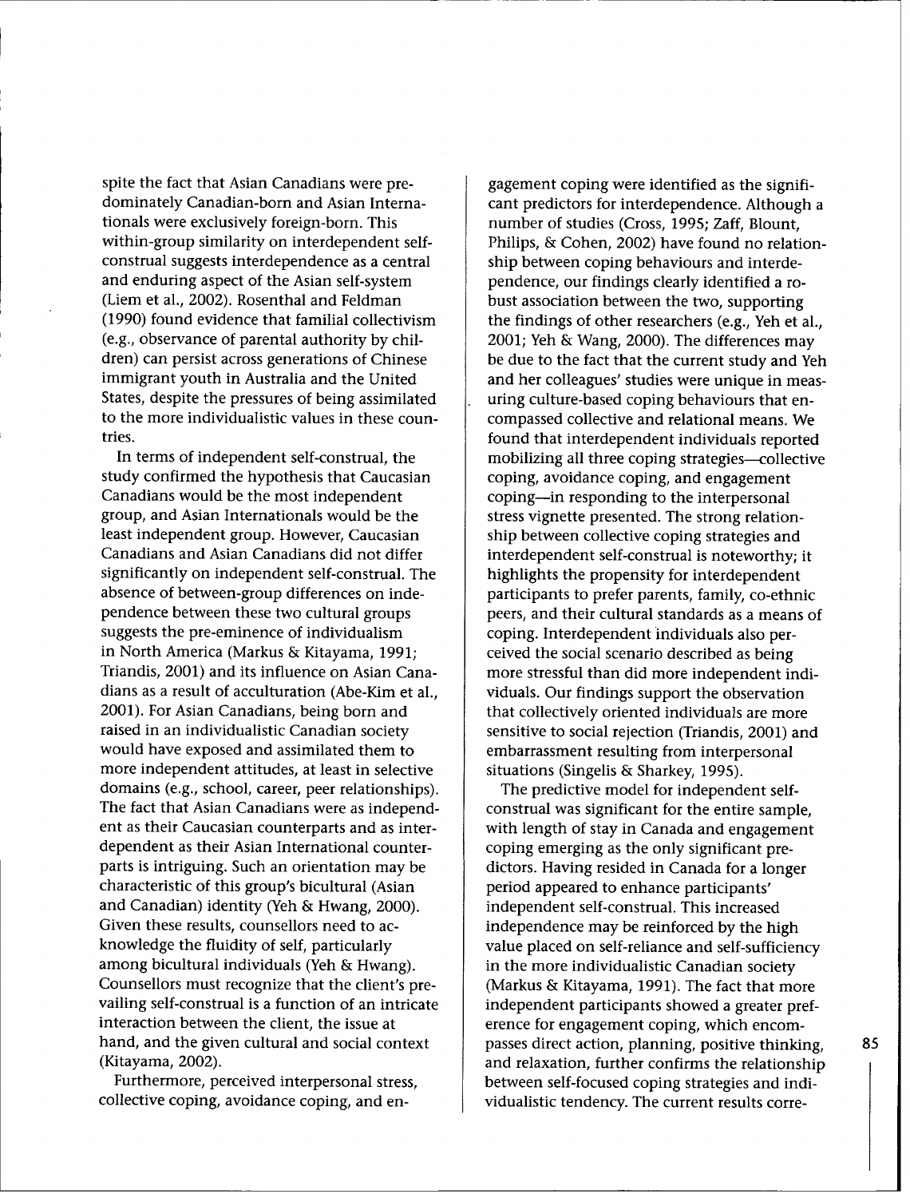spite the fact that Asian Canadians were predominately Canadian-born and Asian Internationals were exclusively foreign-born. This within-group similarity on interdependent self-construal suggests interdependence as a central and enduring aspect of the Asian self-system (Liem et al., 2002). Rosenthal and Feldman (1990) found evidence that familial collectivism (e.g., observance of parental authority by children) can persist across generations of Chinese immigrant youth in Australia and the United States, despite the pressures of being assimilated to the more individualistic values in these countries.

In terms of independent self-construal, the study confirmed the hypothesis that Caucasian Canadians would be the most independent group, and Asian Internationals would be the least independent group. However, Caucasian Canadians and Asian Canadians did not differ significantly on independent self-construal. The absence of between-group differences on independence between these two cultural groups suggests the pre-eminence of individualism in North America (Markus & Kitayama, 1991; Triandis, 2001) and its influence on Asian Canadians as a result of acculturation (Abe-Kim et al., 2001). For Asian Canadians, being born and raised in an individualistic Canadian society would have exposed and assimilated them to more independent attitudes, at least in selective domains (e.g., school, career, peer relationships). The fact that Asian Canadians were as independent as their Caucasian counterparts and as interdependent as their Asian International counterparts is intriguing. Such an orientation may be characteristic of this group's bicultural (Asian and Canadian) identity (Yeh & Hwang, 2000). Given these results, counsellors need to acknowledge the fluidity of self, particularly among bicultural individuals (Yeh & Hwang). Counsellors must recognize that the client's prevailing self-construal is a function of an intricate interaction between the client, the issue at hand, and the given cultural and social context (Kitayama, 2002).

Furthermore, perceived interpersonal stress, collective coping, avoidance coping, and engagement coping were identified as the significant predictors for interdependence. Although a number of studies (Cross, 1995; Zaff, Blount, Philips, & Cohen, 2002) have found no relationship between coping behaviours and interdependence, our findings clearly identified a robust association between the two, supporting the findings of other researchers (e.g., Yeh et al., 2001; Yeh & Wang, 2000). The differences may be due to the fact that the current study and Yeh and her colleagues' studies were unique in measuring culture-based coping behaviours that encompassed collective and relational means. We found that interdependent individuals reported mobilizing all three coping strategies—collective coping, avoidance coping, and engagement coping—in responding to the interpersonal stress vignette presented. The strong relationship between collective coping strategies and interdependent self-construal is noteworthy; it highlights the propensity for interdependent participants to prefer parents, family, co-ethnic peers, and their cultural standards as a means of coping. Interdependent individuals also perceived the social scenario described as being more stressful than did more independent individuals. Our findings support the observation that collectively oriented individuals are more sensitive to social rejection (Triandis, 2001) and embarrassment resulting from interpersonal situations (Singelis & Sharkey, 1995).

The predictive model for independent self-construal was significant for the entire sample, with length of stay in Canada and engagement coping emerging as the only significant predictors. Having resided in Canada for a longer period appeared to enhance participants' independent self-construal. This increased independence may be reinforced by the high value placed on self-reliance and self-sufficiency in the more individualistic Canadian society (Markus & Kitayama, 1991). The fact that more independent participants showed a greater preference for engagement coping, which encompasses direct action, planning, positive thinking, and relaxation, further confirms the relationship between self-focused coping strategies and individualistic tendency. The current results corre-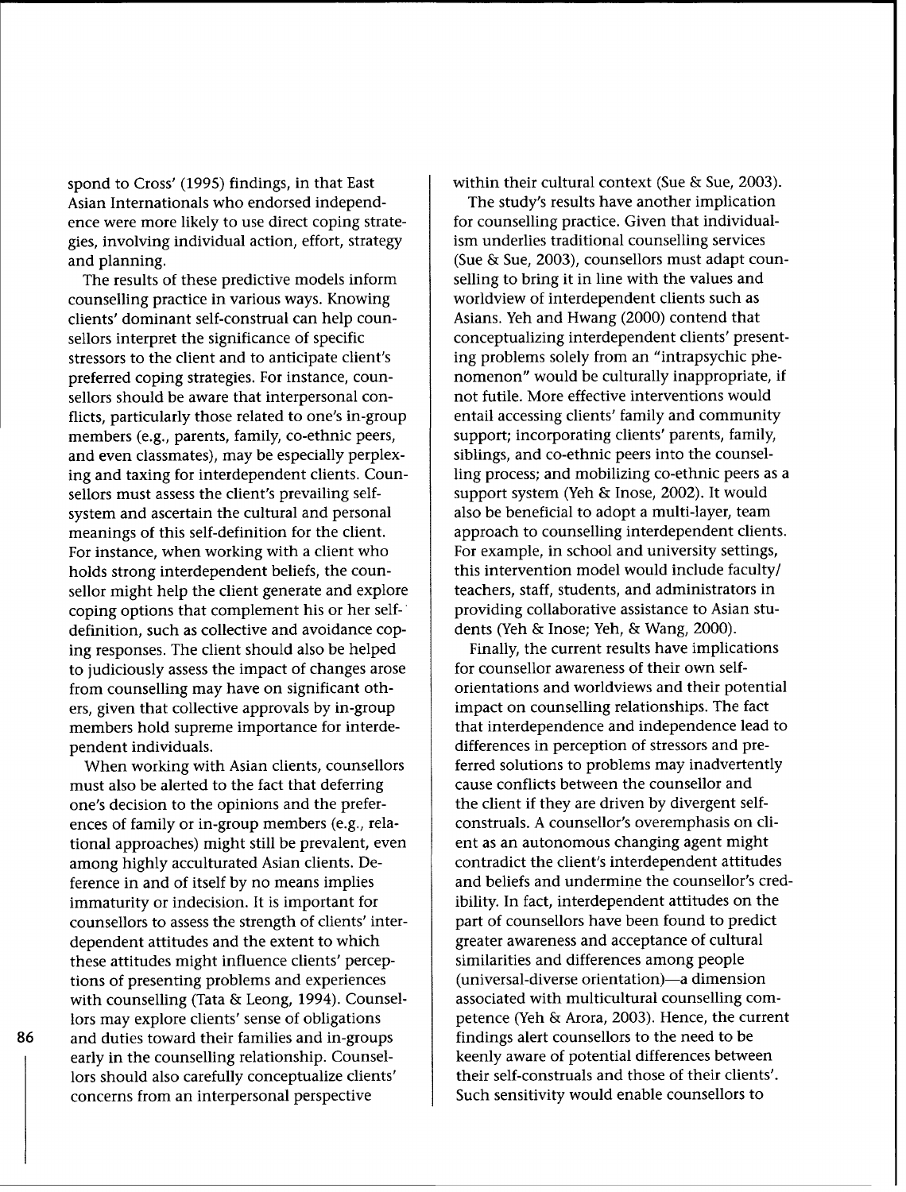spond to Cross' (1995) findings, in that East Asian Internationals who endorsed independence were more likely to use direct coping strategies, involving individual action, effort, strategy and planning.

The results of these predictive models inform counselling practice in various ways. Knowing clients' dominant self-construal can help counsellors interpret the significance of specific stressors to the client and to anticipate client's preferred coping strategies. For instance, counsellors should be aware that interpersonal conflicts, particularly those related to one's in-group members (e.g., parents, family, co-ethnic peers, and even classmates), may be especially perplexing and taxing for interdependent clients. Counsellors must assess the client's prevailing self-system and ascertain the cultural and personal meanings of this self-definition for the client. For instance, when working with a client who holds strong interdependent beliefs, the counsellor might help the client generate and explore coping options that complement his or her self-definition, such as collective and avoidance coping responses. The client should also be helped to judiciously assess the impact of changes arose from counselling may have on significant others, given that collective approvals by in-group members hold supreme importance for interdependent individuals.

When working with Asian clients, counsellors must also be alerted to the fact that deferring one's decision to the opinions and the preferences of family or in-group members (e.g., relational approaches) might still be prevalent, even among highly acculturated Asian clients. Deference in and of itself by no means implies immaturity or indecision. It is important for counsellors to assess the strength of clients' interdependent attitudes and the extent to which these attitudes might influence clients' perceptions of presenting problems and experiences with counselling (Tata & Leong, 1994). Counsellors may explore clients' sense of obligations and duties toward their families and in-groups early in the counselling relationship. Counsellors should also carefully conceptualize clients' concerns from an interpersonal perspective within their cultural context (Sue & Sue, 2003).

The study's results have another implication for counselling practice. Given that individualism underlies traditional counselling services (Sue & Sue, 2003), counsellors must adapt counselling to bring it in line with the values and worldview of interdependent clients such as Asians. Yeh and Hwang (2000) contend that conceptualizing interdependent clients' presenting problems solely from an "intrapsychic phenomenon" would be culturally inappropriate, if not futile. More effective interventions would entail accessing clients' family and community support; incorporating clients' parents, family, siblings, and co-ethnic peers into the counselling process; and mobilizing co-ethnic peers as a support system (Yeh & Inose, 2002). It would also be beneficial to adopt a multi-layer, team approach to counselling interdependent clients. For example, in school and university settings, this intervention model would include faculty/teachers, staff, students, and administrators in providing collaborative assistance to Asian students (Yeh & Inose; Yeh, & Wang, 2000).

Finally, the current results have implications for counsellor awareness of their own self-orientations and worldviews and their potential impact on counselling relationships. The fact that interdependence and independence lead to differences in perception of stressors and preferred solutions to problems may inadvertently cause conflicts between the counsellor and the client if they are driven by divergent self-construals. A counsellor's overemphasis on client as an autonomous changing agent might contradict the client's interdependent attitudes and beliefs and undermine the counsellor's credibility. In fact, interdependent attitudes on the part of counsellors have been found to predict greater awareness and acceptance of cultural similarities and differences among people (universal-diverse orientation)—a dimension associated with multicultural counselling competence (Yeh & Arora, 2003). Hence, the current findings alert counsellors to the need to be keenly aware of potential differences between their self-construals and those of their clients'. Such sensitivity would enable counsellors to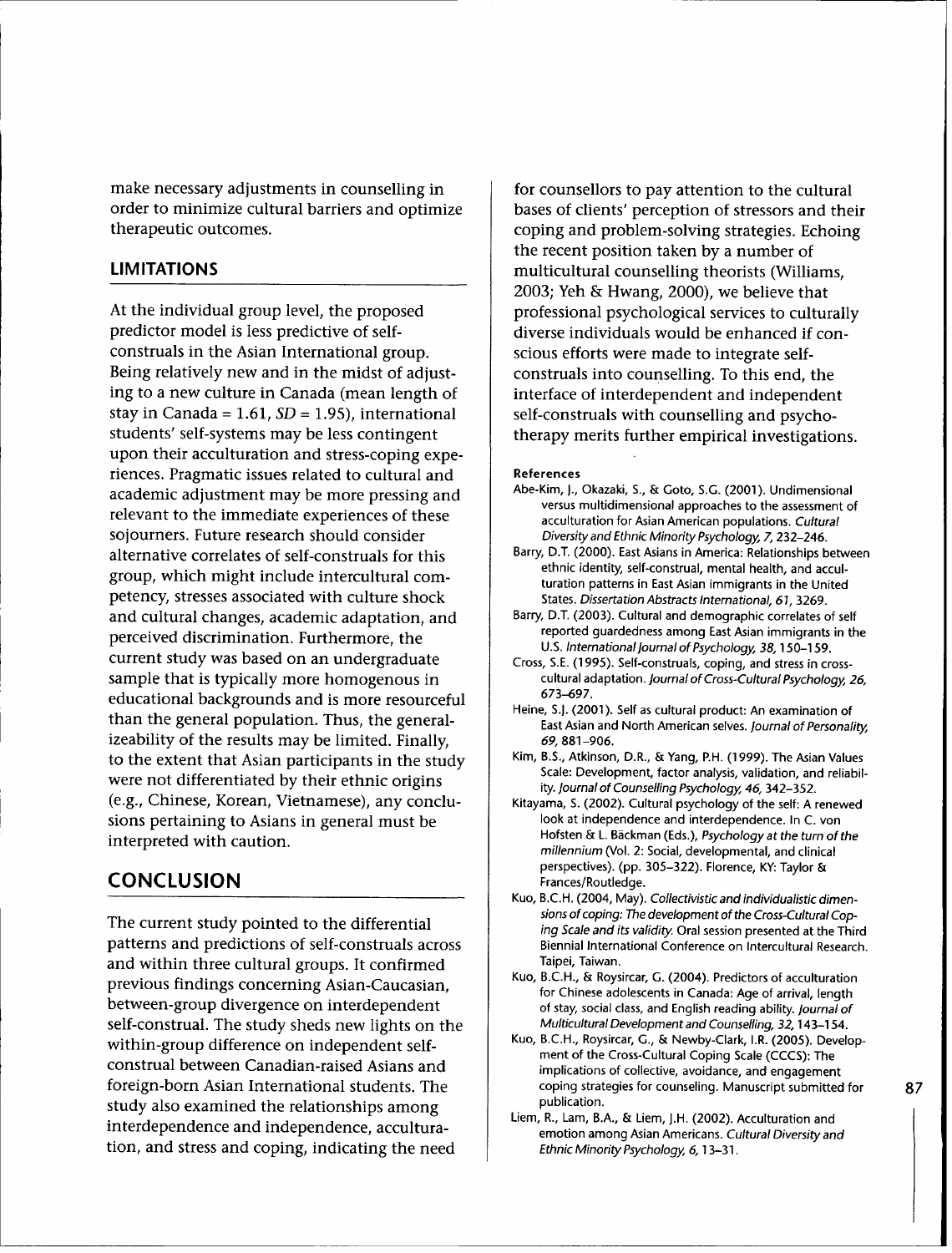make necessary adjustments in counselling in order to minimize cultural barriers and optimize therapeutic outcomes.

## LIMITATIONS

At the individual group level, the proposed predictor model is less predictive of self-construals in the Asian International group. Being relatively new and in the midst of adjusting to a new culture in Canada (mean length of stay in Canada = 1.61, *SD* = 1.95), international students' self-systems may be less contingent upon their acculturation and stress-coping experiences. Pragmatic issues related to cultural and academic adjustment may be more pressing and relevant to the immediate experiences of these sojourners. Future research should consider alternative correlates of self-construals for this group, which might include intercultural competency, stresses associated with culture shock and cultural changes, academic adaptation, and perceived discrimination. Furthermore, the current study was based on an undergraduate sample that is typically more homogenous in educational backgrounds and is more resourceful than the general population. Thus, the generalizeability of the results may be limited. Finally, to the extent that Asian participants in the study were not differentiated by their ethnic origins (e.g., Chinese, Korean, Vietnamese), any conclusions pertaining to Asians in general must be interpreted with caution.

## CONCLUSION

The current study pointed to the differential patterns and predictions of self-construals across and within three cultural groups. It confirmed previous findings concerning Asian-Caucasian, between-group divergence on interdependent self-construal. The study sheds new lights on the within-group difference on independent self-construal between Canadian-raised Asians and foreign-born Asian International students. The study also examined the relationships among interdependence and independence, acculturation, and stress and coping, indicating the need for counsellors to pay attention to the cultural bases of clients' perception of stressors and their coping and problem-solving strategies. Echoing the recent position taken by a number of multicultural counselling theorists (Williams, 2003; Yeh & Hwang, 2000), we believe that professional psychological services to culturally diverse individuals would be enhanced if conscious efforts were made to integrate self-construals into counselling. To this end, the interface of interdependent and independent self-construals with counselling and psychotherapy merits further empirical investigations.

#### References

Abe-Kim, J., Okazaki, S., & Goto, S.G. (2001). Undimensional versus multidimensional approaches to the assessment of acculturation for Asian American populations. *Cultural Diversity and Ethnic Minority Psychology, 7*, 232–246.

Barry, D.T. (2000). East Asians in America: Relationships between ethnic identity, self-construal, mental health, and acculturation patterns in East Asian immigrants in the United States. *Dissertation Abstracts International, 61*, 3269.

Barry, D.T. (2003). Cultural and demographic correlates of self reported guardedness among East Asian immigrants in the U.S. *International Journal of Psychology, 38*, 150–159.

Cross, S.E. (1995). Self-construals, coping, and stress in cross-cultural adaptation. *Journal of Cross-Cultural Psychology, 26*, 673–697.

Heine, S.J. (2001). Self as cultural product: An examination of East Asian and North American selves. *Journal of Personality, 69*, 881–906.

Kim, B.S., Atkinson, D.R., & Yang, P.H. (1999). The Asian Values Scale: Development, factor analysis, validation, and reliability. *Journal of Counselling Psychology, 46*, 342–352.

Kitayama, S. (2002). Cultural psychology of the self: A renewed look at independence and interdependence. In C. von Hofsten & L. Bäckman (Eds.), *Psychology at the turn of the millennium* (Vol. 2: Social, developmental, and clinical perspectives). (pp. 305–322). Florence, KY: Taylor & Frances/Routledge.

Kuo, B.C.H. (2004, May). *Collectivistic and individualistic dimensions of coping: The development of the Cross-Cultural Coping Scale and its validity.* Oral session presented at the Third Biennial International Conference on Intercultural Research. Taipei, Taiwan.

Kuo, B.C.H., & Roysircar, G. (2004). Predictors of acculturation for Chinese adolescents in Canada: Age of arrival, length of stay, social class, and English reading ability. *Journal of Multicultural Development and Counselling, 32*, 143–154.

Kuo, B.C.H., Roysircar, G., & Newby-Clark, I.R. (2005). Development of the Cross-Cultural Coping Scale (CCCS): The implications of collective, avoidance, and engagement coping strategies for counseling. Manuscript submitted for publication.

Liem, R., Lam, B.A., & Liem, J.H. (2002). Acculturation and emotion among Asian Americans. *Cultural Diversity and Ethnic Minority Psychology, 6*, 13–31.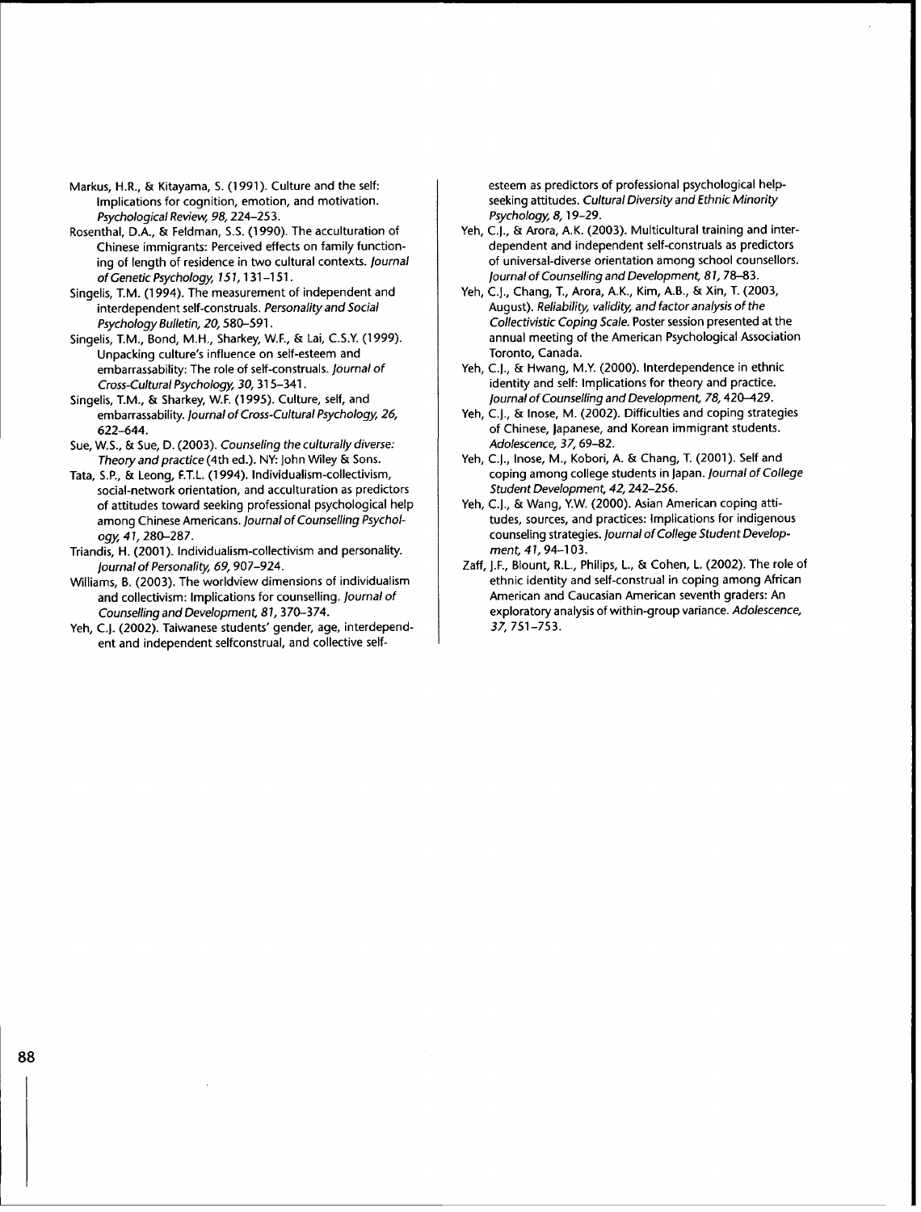Markus, H.R., & Kitayama, S. (1991). Culture and the self: Implications for cognition, emotion, and motivation. *Psychological Review, 98*, 224–253.

Rosenthal, D.A., & Feldman, S.S. (1990). The acculturation of Chinese immigrants: Perceived effects on family functioning of length of residence in two cultural contexts. *Journal of Genetic Psychology, 151*, 131–151.

Singelis, T.M. (1994). The measurement of independent and interdependent self-construals. *Personality and Social Psychology Bulletin, 20*, 580–591.

Singelis, T.M., Bond, M.H., Sharkey, W.F., & Lai, C.S.Y. (1999). Unpacking culture's influence on self-esteem and embarrassability: The role of self-construals. *Journal of Cross-Cultural Psychology, 30*, 315–341.

Singelis, T.M., & Sharkey, W.F. (1995). Culture, self, and embarrassability. *Journal of Cross-Cultural Psychology, 26*, 622–644.

Sue, W.S., & Sue, D. (2003). *Counseling the culturally diverse: Theory and practice* (4th ed.). NY: John Wiley & Sons.

Tata, S.P., & Leong, F.T.L. (1994). Individualism-collectivism, social-network orientation, and acculturation as predictors of attitudes toward seeking professional psychological help among Chinese Americans. *Journal of Counselling Psychology, 41*, 280–287.

Triandis, H. (2001). Individualism-collectivism and personality. *Journal of Personality, 69*, 907–924.

Williams, B. (2003). The worldview dimensions of individualism and collectivism: Implications for counselling. *Journal of Counselling and Development, 81*, 370–374.

Yeh, C.J. (2002). Taiwanese students' gender, age, interdependent and independent selfconstrual, and collective self-esteem as predictors of professional psychological help-seeking attitudes. *Cultural Diversity and Ethnic Minority Psychology, 8*, 19–29.

Yeh, C.J., & Arora, A.K. (2003). Multicultural training and interdependent and independent self-construals as predictors of universal-diverse orientation among school counsellors. *Journal of Counselling and Development, 81*, 78–83.

Yeh, C.J., Chang, T., Arora, A.K., Kim, A.B., & Xin, T. (2003, August). *Reliability, validity, and factor analysis of the Collectivistic Coping Scale.* Poster session presented at the annual meeting of the American Psychological Association Toronto, Canada.

Yeh, C.J., & Hwang, M.Y. (2000). Interdependence in ethnic identity and self: Implications for theory and practice. *Journal of Counselling and Development, 78*, 420–429.

Yeh, C.J., & Inose, M. (2002). Difficulties and coping strategies of Chinese, Japanese, and Korean immigrant students. *Adolescence, 37*, 69–82.

Yeh, C.J., Inose, M., Kobori, A. & Chang, T. (2001). Self and coping among college students in Japan. *Journal of College Student Development, 42*, 242–256.

Yeh, C.J., & Wang, Y.W. (2000). Asian American coping attitudes, sources, and practices: Implications for indigenous counseling strategies. *Journal of College Student Development, 41*, 94–103.

Zaff, J.F., Blount, R.L., Philips, L., & Cohen, L. (2002). The role of ethnic identity and self-construal in coping among African American and Caucasian American seventh graders: An exploratory analysis of within-group variance. *Adolescence, 37*, 751–753.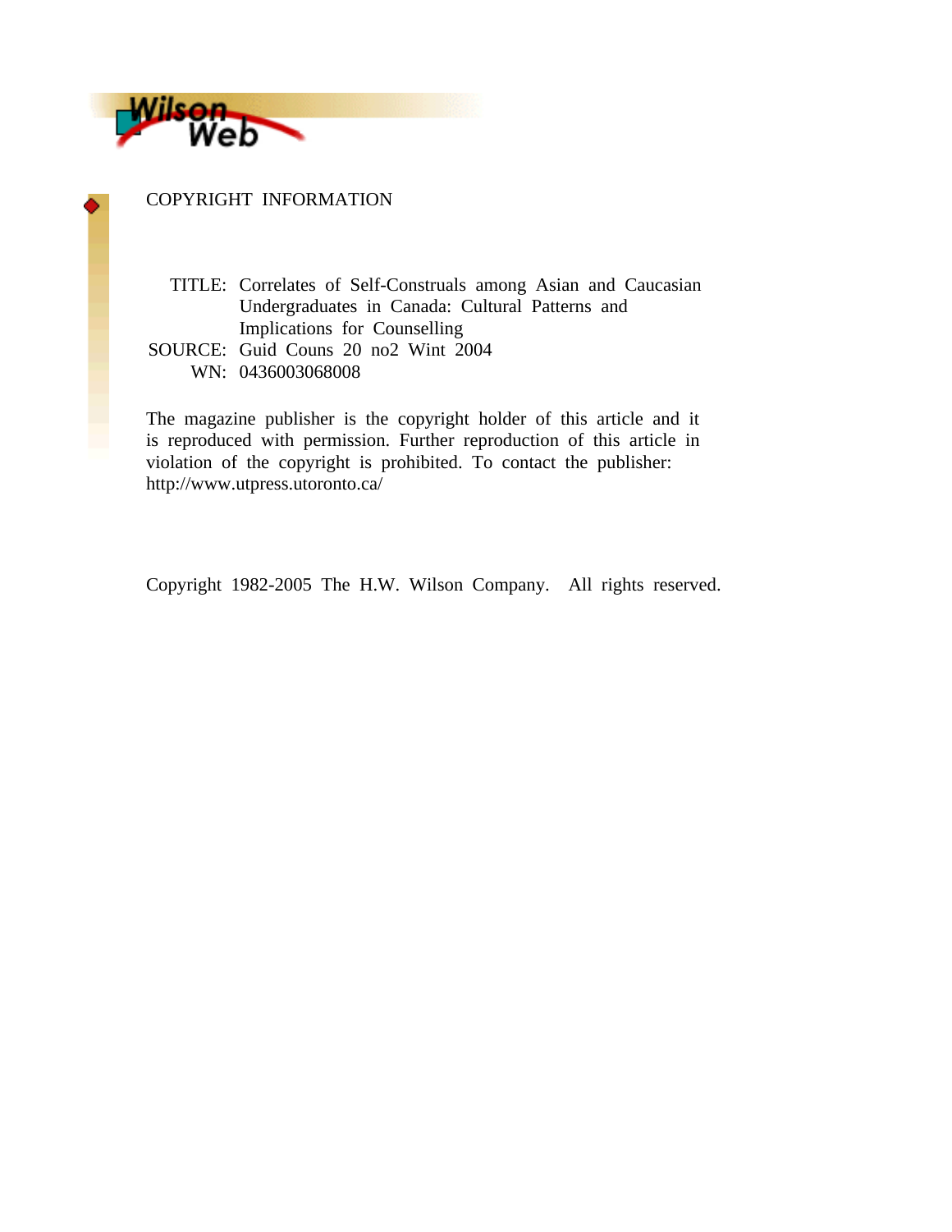COPYRIGHT INFORMATION

TITLE: Correlates of Self-Construals among Asian and Caucasian Undergraduates in Canada: Cultural Patterns and Implications for Counselling

SOURCE: Guid Couns 20 no2 Wint 2004

WN: 0436003068008

The magazine publisher is the copyright holder of this article and it is reproduced with permission. Further reproduction of this article in violation of the copyright is prohibited. To contact the publisher: http://www.utpress.utoronto.ca/

Copyright 1982-2005 The H.W. Wilson Company. All rights reserved.